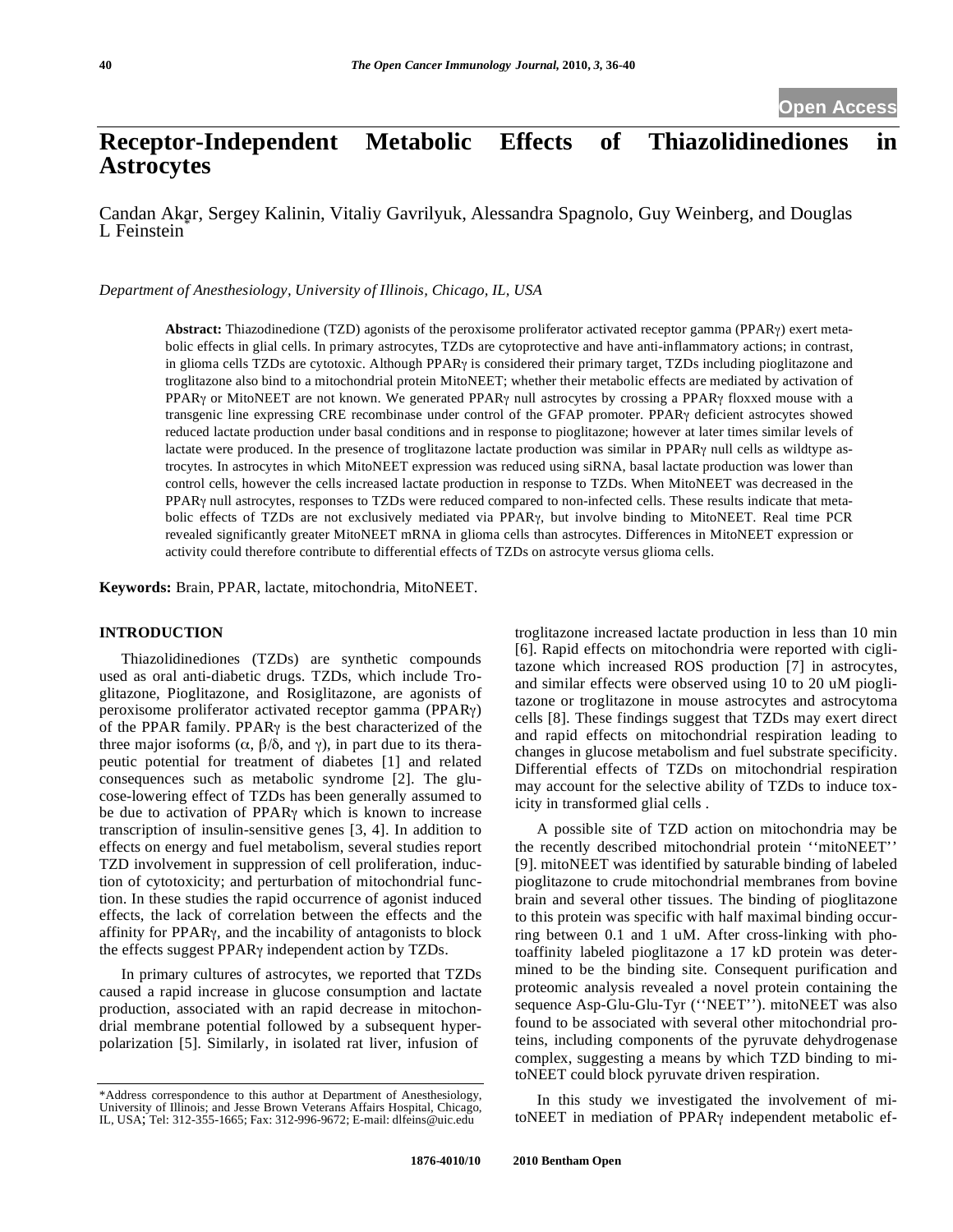# Receptor-Independent Metabolic Effects of Thiazolidinediones in Astrocytes

Candan Akar, Sergey Kalinin, Vitaliy Gavrilyuk, Alessandra Spagnolo, Guy Weinberg, and Douglas L Feinstein*

*Department of Anesthesiology, University of Illinois, Chicago, IL, USA*

**Abstract:** Thiazodinedione (TZD) agonists of the peroxisome proliferator activated receptor gamma (PPARγ) exert metabolic effects in glial cells. In primary astrocytes, TZDs are cytoprotective and have anti-inflammatory actions; in contrast, in glioma cells TZDs are cytotoxic. Although PPARγ is considered their primary target, TZDs including pioglitazone and troglitazone also bind to a mitochondrial protein MitoNEET; whether their metabolic effects are mediated by activation of PPARγ or MitoNEET are not known. We generated PPARγ null astrocytes by crossing a PPARγ floxxed mouse with a transgenic line expressing CRE recombinase under control of the GFAP promoter. PPARγ deficient astrocytes showed reduced lactate production under basal conditions and in response to pioglitazone; however at later times similar levels of lactate were produced. In the presence of troglitazone lactate production was similar in PPARγ null cells as wildtype astrocytes. In astrocytes in which MitoNEET expression was reduced using siRNA, basal lactate production was lower than control cells, however the cells increased lactate production in response to TZDs. When MitoNEET was decreased in the PPARγ null astrocytes, responses to TZDs were reduced compared to non-infected cells. These results indicate that metabolic effects of TZDs are not exclusively mediated via PPARγ, but involve binding to MitoNEET. Real time PCR revealed significantly greater MitoNEET mRNA in glioma cells than astrocytes. Differences in MitoNEET expression or activity could therefore contribute to differential effects of TZDs on astrocyte versus glioma cells.

**Keywords:** Brain, PPAR, lactate, mitochondria, MitoNEET.

## INTRODUCTION

Thiazolidinediones (TZDs) are synthetic compounds used as oral anti-diabetic drugs. TZDs, which include Troglitazone, Pioglitazone, and Rosiglitazone, are agonists of peroxisome proliferator activated receptor gamma (PPARγ) of the PPAR family. PPARγ is the best characterized of the three major isoforms (α, β/δ, and γ), in part due to its therapeutic potential for treatment of diabetes [1] and related consequences such as metabolic syndrome [2]. The glucose-lowering effect of TZDs has been generally assumed to be due to activation of PPARγ which is known to increase transcription of insulin-sensitive genes [3, 4]. In addition to effects on energy and fuel metabolism, several studies report TZD involvement in suppression of cell proliferation, induction of cytotoxicity; and perturbation of mitochondrial function. In these studies the rapid occurrence of agonist induced effects, the lack of correlation between the effects and the affinity for PPARγ, and the incability of antagonists to block the effects suggest PPARγ independent action by TZDs.

In primary cultures of astrocytes, we reported that TZDs caused a rapid increase in glucose consumption and lactate production, associated with an rapid decrease in mitochondrial membrane potential followed by a subsequent hyperpolarization [5]. Similarly, in isolated rat liver, infusion of troglitazone increased lactate production in less than 10 min [6]. Rapid effects on mitochondria were reported with ciglitazone which increased ROS production [7] in astrocytes, and similar effects were observed using 10 to 20 uM pioglitazone or troglitazone in mouse astrocytes and astrocytoma cells [8]. These findings suggest that TZDs may exert direct and rapid effects on mitochondrial respiration leading to changes in glucose metabolism and fuel substrate specificity. Differential effects of TZDs on mitochondrial respiration may account for the selective ability of TZDs to induce toxicity in transformed glial cells .

A possible site of TZD action on mitochondria may be the recently described mitochondrial protein ''mitoNEET'' [9]. mitoNEET was identified by saturable binding of labeled pioglitazone to crude mitochondrial membranes from bovine brain and several other tissues. The binding of pioglitazone to this protein was specific with half maximal binding occurring between 0.1 and 1 uM. After cross-linking with photoaffinity labeled pioglitazone a 17 kD protein was determined to be the binding site. Consequent purification and proteomic analysis revealed a novel protein containing the sequence Asp-Glu-Glu-Tyr (''NEET''). mitoNEET was also found to be associated with several other mitochondrial proteins, including components of the pyruvate dehydrogenase complex, suggesting a means by which TZD binding to mitoNEET could block pyruvate driven respiration.

In this study we investigated the involvement of mitoNEET in mediation of PPARγ independent metabolic ef-

*Address correspondence to this author at Department of Anesthesiology, University of Illinois; and Jesse Brown Veterans Affairs Hospital, Chicago, IL, USA; Tel: 312-355-1665; Fax: 312-996-9672; E-mail: dlfeins@uic.edu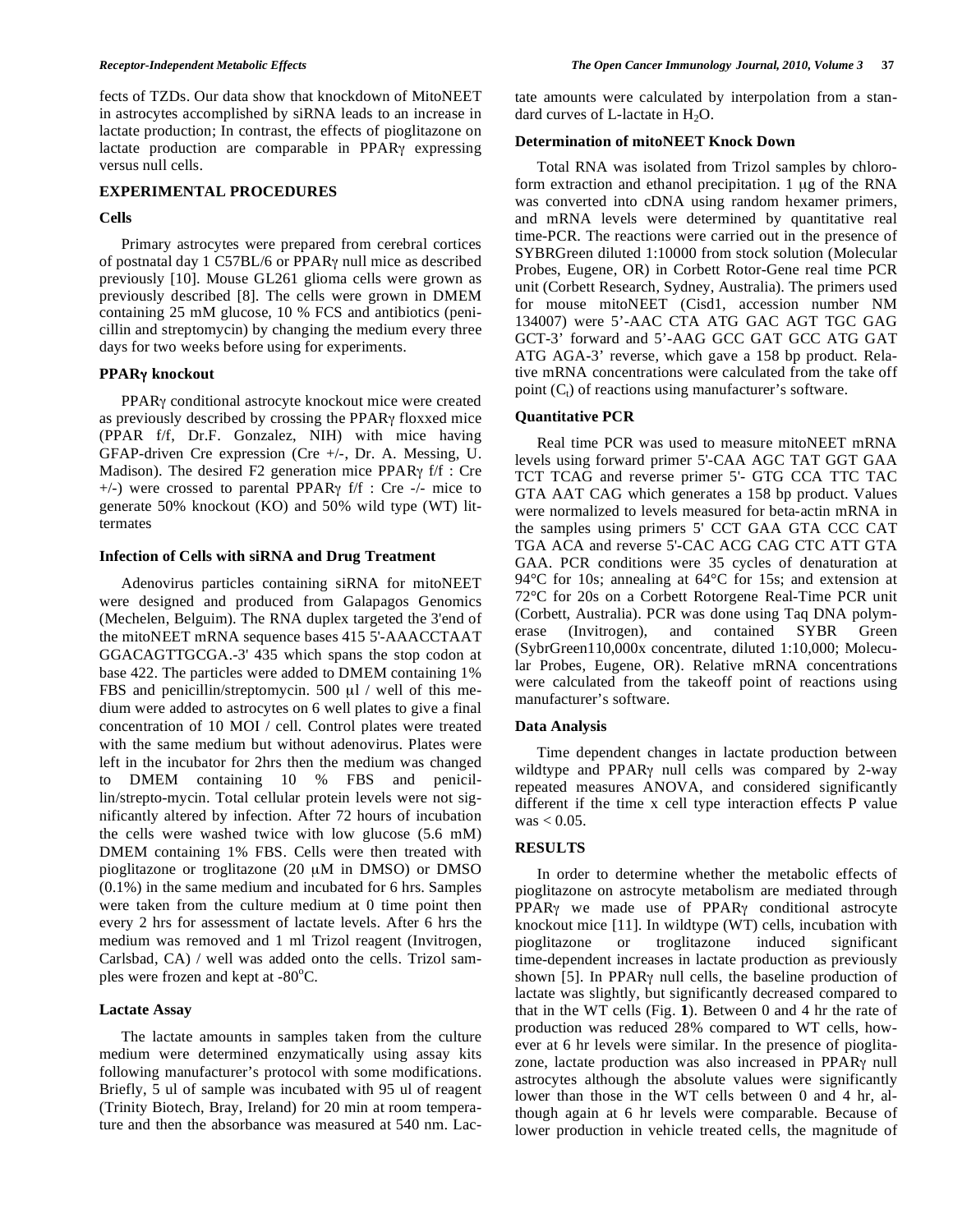fects of TZDs. Our data show that knockdown of MitoNEET in astrocytes accomplished by siRNA leads to an increase in lactate production; In contrast, the effects of pioglitazone on lactate production are comparable in PPARγ expressing versus null cells.

## EXPERIMENTAL PROCEDURES

### Cells

Primary astrocytes were prepared from cerebral cortices of postnatal day 1 C57BL/6 or PPARγ null mice as described previously [10]. Mouse GL261 glioma cells were grown as previously described [8]. The cells were grown in DMEM containing 25 mM glucose, 10 % FCS and antibiotics (penicillin and streptomycin) by changing the medium every three days for two weeks before using for experiments.

### PPARγ knockout

PPARγ conditional astrocyte knockout mice were created as previously described by crossing the PPARγ floxxed mice (PPAR f/f, Dr.F. Gonzalez, NIH) with mice having GFAP-driven Cre expression (Cre +/-, Dr. A. Messing, U. Madison). The desired F2 generation mice PPARγ f/f : Cre +/-) were crossed to parental PPARγ f/f : Cre -/- mice to generate 50% knockout (KO) and 50% wild type (WT) littermates

### Infection of Cells with siRNA and Drug Treatment

Adenovirus particles containing siRNA for mitoNEET were designed and produced from Galapagos Genomics (Mechelen, Belguim). The RNA duplex targeted the 3'end of the mitoNEET mRNA sequence bases 415 5'-AAACCTAAT GGACAGTTGCGA.-3' 435 which spans the stop codon at base 422. The particles were added to DMEM containing 1% FBS and penicillin/streptomycin. 500 μl / well of this medium were added to astrocytes on 6 well plates to give a final concentration of 10 MOI / cell. Control plates were treated with the same medium but without adenovirus. Plates were left in the incubator for 2hrs then the medium was changed to DMEM containing 10 % FBS and penicillin/strepto-mycin. Total cellular protein levels were not significantly altered by infection. After 72 hours of incubation the cells were washed twice with low glucose (5.6 mM) DMEM containing 1% FBS. Cells were then treated with pioglitazone or troglitazone (20 μM in DMSO) or DMSO (0.1%) in the same medium and incubated for 6 hrs. Samples were taken from the culture medium at 0 time point then every 2 hrs for assessment of lactate levels. After 6 hrs the medium was removed and 1 ml Trizol reagent (Invitrogen, Carlsbad, CA) / well was added onto the cells. Trizol samples were frozen and kept at -80°C.

### Lactate Assay

The lactate amounts in samples taken from the culture medium were determined enzymatically using assay kits following manufacturer's protocol with some modifications. Briefly, 5 ul of sample was incubated with 95 ul of reagent (Trinity Biotech, Bray, Ireland) for 20 min at room temperature and then the absorbance was measured at 540 nm. Lactate amounts were calculated by interpolation from a standard curves of L-lactate in $H_2O$.

### Determination of mitoNEET Knock Down

Total RNA was isolated from Trizol samples by chloroform extraction and ethanol precipitation. 1 μg of the RNA was converted into cDNA using random hexamer primers, and mRNA levels were determined by quantitative real time-PCR. The reactions were carried out in the presence of SYBRGreen diluted 1:10000 from stock solution (Molecular Probes, Eugene, OR) in Corbett Rotor-Gene real time PCR unit (Corbett Research, Sydney, Australia). The primers used for mouse mitoNEET (Cisd1, accession number NM 134007) were 5'-AAC CTA ATG GAC AGT TGC GAG GCT-3' forward and 5'-AAG GCC GAT GCC ATG GAT ATG AGA-3' reverse, which gave a 158 bp product. Relative mRNA concentrations were calculated from the take off point ($C_t$) of reactions using manufacturer's software.

### Quantitative PCR

Real time PCR was used to measure mitoNEET mRNA levels using forward primer 5'-CAA AGC TAT GGT GAA TCT TCAG and reverse primer 5'- GTG CCA TTC TAC GTA AAT CAG which generates a 158 bp product. Values were normalized to levels measured for beta-actin mRNA in the samples using primers 5' CCT GAA GTA CCC CAT TGA ACA and reverse 5'-CAC ACG CAG CTC ATT GTA GAA. PCR conditions were 35 cycles of denaturation at 94°C for 10s; annealing at 64°C for 15s; and extension at 72°C for 20s on a Corbett Rotorgene Real-Time PCR unit (Corbett, Australia). PCR was done using Taq DNA polymerase (Invitrogen), and contained SYBR Green (SybrGreen110,000x concentrate, diluted 1:10,000; Molecular Probes, Eugene, OR). Relative mRNA concentrations were calculated from the takeoff point of reactions using manufacturer's software.

### Data Analysis

Time dependent changes in lactate production between wildtype and PPARγ null cells was compared by 2-way repeated measures ANOVA, and considered significantly different if the time x cell type interaction effects P value was $< 0.05$.

## RESULTS

In order to determine whether the metabolic effects of pioglitazone on astrocyte metabolism are mediated through PPARγ we made use of PPARγ conditional astrocyte knockout mice [11]. In wildtype (WT) cells, incubation with pioglitazone or troglitazone induced significant time-dependent increases in lactate production as previously shown [5]. In PPARγ null cells, the baseline production of lactate was slightly, but significantly decreased compared to that in the WT cells (Fig. **1**). Between 0 and 4 hr the rate of production was reduced 28% compared to WT cells, however at 6 hr levels were similar. In the presence of pioglitazone, lactate production was also increased in PPARγ null astrocytes although the absolute values were significantly lower than those in the WT cells between 0 and 4 hr, although again at 6 hr levels were comparable. Because of lower production in vehicle treated cells, the magnitude of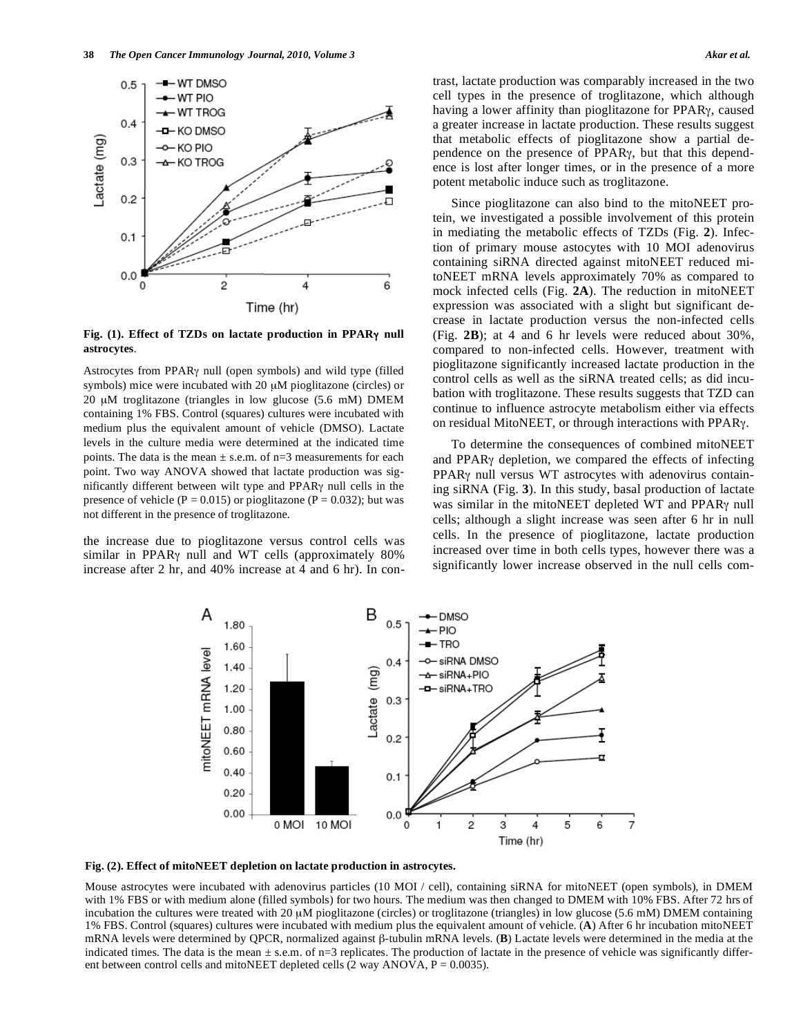**Fig. (1). Effect of TZDs on lactate production in PPARγ null astrocytes**.

Astrocytes from PPARγ null (open symbols) and wild type (filled symbols) mice were incubated with 20 μM pioglitazone (circles) or 20 μM troglitazone (triangles in low glucose (5.6 mM) DMEM containing 1% FBS. Control (squares) cultures were incubated with medium plus the equivalent amount of vehicle (DMSO). Lactate levels in the culture media were determined at the indicated time points. The data is the mean ± s.e.m. of n=3 measurements for each point. Two way ANOVA showed that lactate production was significantly different between wilt type and PPARγ null cells in the presence of vehicle ($P = 0.015$) or pioglitazone ($P = 0.032$); but was not different in the presence of troglitazone.

the increase due to pioglitazone versus control cells was similar in PPARγ null and WT cells (approximately 80% increase after 2 hr, and 40% increase at 4 and 6 hr). In contrast, lactate production was comparably increased in the two cell types in the presence of troglitazone, which although having a lower affinity than pioglitazone for PPARγ, caused a greater increase in lactate production. These results suggest that metabolic effects of pioglitazone show a partial dependence on the presence of PPARγ, but that this dependence is lost after longer times, or in the presence of a more potent metabolic induce such as troglitazone.

Since pioglitazone can also bind to the mitoNEET protein, we investigated a possible involvement of this protein in mediating the metabolic effects of TZDs (Fig. **2**). Infection of primary mouse astocytes with 10 MOI adenovirus containing siRNA directed against mitoNEET reduced mitoNEET mRNA levels approximately 70% as compared to mock infected cells (Fig. **2A**). The reduction in mitoNEET expression was associated with a slight but significant decrease in lactate production versus the non-infected cells (Fig. **2B**); at 4 and 6 hr levels were reduced about 30%, compared to non-infected cells. However, treatment with pioglitazone significantly increased lactate production in the control cells as well as the siRNA treated cells; as did incubation with troglitazone. These results suggests that TZD can continue to influence astrocyte metabolism either via effects on residual MitoNEET, or through interactions with PPARγ.

To determine the consequences of combined mitoNEET and PPARγ depletion, we compared the effects of infecting PPARγ null versus WT astrocytes with adenovirus containing siRNA (Fig. **3**). In this study, basal production of lactate was similar in the mitoNEET depleted WT and PPARγ null cells; although a slight increase was seen after 6 hr in null cells. In the presence of pioglitazone, lactate production increased over time in both cells types, however there was a significantly lower increase observed in the null cells com-

**Fig. (2). Effect of mitoNEET depletion on lactate production in astrocytes.**

Mouse astrocytes were incubated with adenovirus particles (10 MOI / cell), containing siRNA for mitoNEET (open symbols), in DMEM with 1% FBS or with medium alone (filled symbols) for two hours. The medium was then changed to DMEM with 10% FBS. After 72 hrs of incubation the cultures were treated with 20 μM pioglitazone (circles) or troglitazone (triangles) in low glucose (5.6 mM) DMEM containing 1% FBS. Control (squares) cultures were incubated with medium plus the equivalent amount of vehicle. (**A**) After 6 hr incubation mitoNEET mRNA levels were determined by QPCR, normalized against β-tubulin mRNA levels. (**B**) Lactate levels were determined in the media at the indicated times. The data is the mean ± s.e.m. of n=3 replicates. The production of lactate in the presence of vehicle was significantly different between control cells and mitoNEET depleted cells (2 way ANOVA, $P = 0.0035$).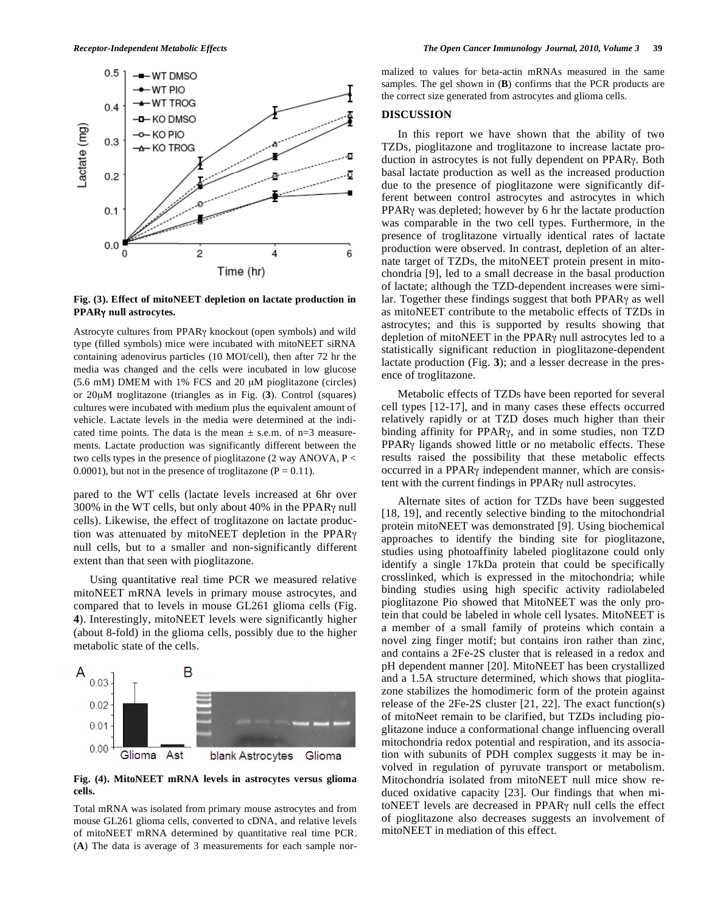**Fig. (3). Effect of mitoNEET depletion on lactate production in PPARγ null astrocytes.**

Astrocyte cultures from PPARγ knockout (open symbols) and wild type (filled symbols) mice were incubated with mitoNEET siRNA containing adenovirus particles (10 MOI/cell), then after 72 hr the media was changed and the cells were incubated in low glucose (5.6 mM) DMEM with 1% FCS and 20 μM pioglitazone (circles) or 20μM troglitazone (triangles as in Fig. (**3**). Control (squares) cultures were incubated with medium plus the equivalent amount of vehicle. Lactate levels in the media were determined at the indicated time points. The data is the mean ± s.e.m. of n=3 measurements. Lactate production was significantly different between the two cells types in the presence of pioglitazone (2 way ANOVA, $P < 0.0001$), but not in the presence of troglitazone ($P = 0.11$).

pared to the WT cells (lactate levels increased at 6hr over 300% in the WT cells, but only about 40% in the PPARγ null cells). Likewise, the effect of troglitazone on lactate production was attenuated by mitoNEET depletion in the PPARγ null cells, but to a smaller and non-significantly different extent than that seen with pioglitazone.

Using quantitative real time PCR we measured relative mitoNEET mRNA levels in primary mouse astrocytes, and compared that to levels in mouse GL261 glioma cells (Fig. **4**). Interestingly, mitoNEET levels were significantly higher (about 8-fold) in the glioma cells, possibly due to the higher metabolic state of the cells.

**Fig. (4). MitoNEET mRNA levels in astrocytes versus glioma cells.**

Total mRNA was isolated from primary mouse astrocytes and from mouse GL261 glioma cells, converted to cDNA, and relative levels of mitoNEET mRNA determined by quantitative real time PCR. (**A**) The data is average of 3 measurements for each sample normalized to values for beta-actin mRNAs measured in the same samples. The gel shown in (**B**) confirms that the PCR products are the correct size generated from astrocytes and glioma cells.

## DISCUSSION

In this report we have shown that the ability of two TZDs, pioglitazone and troglitazone to increase lactate production in astrocytes is not fully dependent on PPARγ. Both basal lactate production as well as the increased production due to the presence of pioglitazone were significantly different between control astrocytes and astrocytes in which PPARγ was depleted; however by 6 hr the lactate production was comparable in the two cell types. Furthermore, in the presence of troglitazone virtually identical rates of lactate production were observed. In contrast, depletion of an alternate target of TZDs, the mitoNEET protein present in mitochondria [9], led to a small decrease in the basal production of lactate; although the TZD-dependent increases were similar. Together these findings suggest that both PPARγ as well as mitoNEET contribute to the metabolic effects of TZDs in astrocytes; and this is supported by results showing that depletion of mitoNEET in the PPARγ null astrocytes led to a statistically significant reduction in pioglitazone-dependent lactate production (Fig. **3**); and a lesser decrease in the presence of troglitazone.

Metabolic effects of TZDs have been reported for several cell types [12-17], and in many cases these effects occurred relatively rapidly or at TZD doses much higher than their binding affinity for PPARγ, and in some studies, non TZD PPARγ ligands showed little or no metabolic effects. These results raised the possibility that these metabolic effects occurred in a PPARγ independent manner, which are consistent with the current findings in PPARγ null astrocytes.

Alternate sites of action for TZDs have been suggested [18, 19], and recently selective binding to the mitochondrial protein mitoNEET was demonstrated [9]. Using biochemical approaches to identify the binding site for pioglitazone, studies using photoaffinity labeled pioglitazone could only identify a single 17kDa protein that could be specifically crosslinked, which is expressed in the mitochondria; while binding studies using high specific activity radiolabeled pioglitazone Pio showed that MitoNEET was the only protein that could be labeled in whole cell lysates. MitoNEET is a member of a small family of proteins which contain a novel zing finger motif; but contains iron rather than zinc, and contains a 2Fe-2S cluster that is released in a redox and pH dependent manner [20]. MitoNEET has been crystallized and a 1.5A structure determined, which shows that pioglitazone stabilizes the homodimeric form of the protein against release of the 2Fe-2S cluster [21, 22]. The exact function(s) of mitoNeet remain to be clarified, but TZDs including pioglitazone induce a conformational change influencing overall mitochondria redox potential and respiration, and its association with subunits of PDH complex suggests it may be involved in regulation of pyruvate transport or metabolism. Mitochondria isolated from mitoNEET null mice show reduced oxidative capacity [23]. Our findings that when mitoNEET levels are decreased in PPARγ null cells the effect of pioglitazone also decreases suggests an involvement of mitoNEET in mediation of this effect.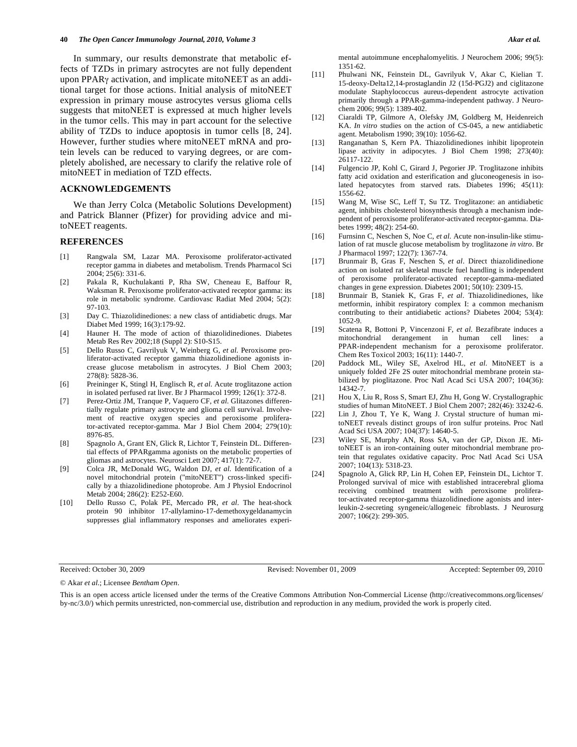In summary, our results demonstrate that metabolic effects of TZDs in primary astrocytes are not fully dependent upon PPARγ activation, and implicate mitoNEET as an additional target for those actions. Initial analysis of mitoNEET expression in primary mouse astrocytes versus glioma cells suggests that mitoNEET is expressed at much higher levels in the tumor cells. This may in part account for the selective ability of TZDs to induce apoptosis in tumor cells [8, 24]. However, further studies where mitoNEET mRNA and protein levels can be reduced to varying degrees, or are completely abolished, are necessary to clarify the relative role of mitoNEET in mediation of TZD effects.

## ACKNOWLEDGEMENTS

We than Jerry Colca (Metabolic Solutions Development) and Patrick Blanner (Pfizer) for providing advice and mitoNEET reagents.

## REFERENCES

[1] Rangwala SM, Lazar MA. Peroxisome proliferator-activated receptor gamma in diabetes and metabolism. Trends Pharmacol Sci 2004; 25(6): 331-6.

[2] Pakala R, Kuchulakanti P, Rha SW, Cheneau E, Baffour R, Waksman R. Peroxisome proliferator-activated receptor gamma: its role in metabolic syndrome. Cardiovasc Radiat Med 2004; 5(2): 97-103.

[3] Day C. Thiazolidinediones: a new class of antidiabetic drugs. Mar Diabet Med 1999; 16(3):179-92.

[4] Hauner H. The mode of action of thiazolidinediones. Diabetes Metab Res Rev 2002;18 (Suppl 2): S10-S15.

[5] Dello Russo C, Gavrilyuk V, Weinberg G, *et al.* Peroxisome proliferator-activated receptor gamma thiazolidinedione agonists increase glucose metabolism in astrocytes. J Biol Chem 2003; 278(8): 5828-36.

[6] Preininger K, Stingl H, Englisch R, *et al.* Acute troglitazone action in isolated perfused rat liver. Br J Pharmacol 1999; 126(1): 372-8.

[7] Perez-Ortiz JM, Tranque P, Vaquero CF, *et al.* Glitazones differentially regulate primary astrocyte and glioma cell survival. Involvement of reactive oxygen species and peroxisome proliferator-activated receptor-gamma. Mar J Biol Chem 2004; 279(10): 8976-85.

[8] Spagnolo A, Grant EN, Glick R, Lichtor T, Feinstein DL. Differential effects of PPARgamma agonists on the metabolic properties of gliomas and astrocytes. Neurosci Lett 2007; 417(1): 72-7.

[9] Colca JR, McDonald WG, Waldon DJ, *et al.* Identification of a novel mitochondrial protein ("mitoNEET") cross-linked specifically by a thiazolidinedione photoprobe. Am J Physiol Endocrinol Metab 2004; 286(2): E252-E60.

[10] Dello Russo C, Polak PE, Mercado PR, *et al.* The heat-shock protein 90 inhibitor 17-allylamino-17-demethoxygeldanamycin suppresses glial inflammatory responses and ameliorates experimental autoimmune encephalomyelitis. J Neurochem 2006; 99(5): 1351-62.

[11] Phulwani NK, Feinstein DL, Gavrilyuk V, Akar C, Kielian T. 15-deoxy-Delta12,14-prostaglandin J2 (15d-PGJ2) and ciglitazone modulate Staphylococcus aureus-dependent astrocyte activation primarily through a PPAR-gamma-independent pathway. J Neurochem 2006; 99(5): 1389-402.

[12] Ciaraldi TP, Gilmore A, Olefsky JM, Goldberg M, Heidenreich KA. *In vitro* studies on the action of CS-045, a new antidiabetic agent. Metabolism 1990; 39(10): 1056-62.

[13] Ranganathan S, Kern PA. Thiazolidinediones inhibit lipoprotein lipase activity in adipocytes. J Biol Chem 1998; 273(40): 26117-122.

[14] Fulgencio JP, Kohl C, Girard J, Pegorier JP. Troglitazone inhibits fatty acid oxidation and esterification and gluconeogenesis in isolated hepatocytes from starved rats. Diabetes 1996; 45(11): 1556-62.

[15] Wang M, Wise SC, Leff T, Su TZ. Troglitazone: an antidiabetic agent, inhibits cholesterol biosynthesis through a mechanism independent of peroxisome proliferator-activated receptor-gamma. Diabetes 1999; 48(2): 254-60.

[16] Furnsinn C, Neschen S, Noe C, *et al.* Acute non-insulin-like stimulation of rat muscle glucose metabolism by troglitazone *in vitro*. Br J Pharmacol 1997; 122(7): 1367-74.

[17] Brunmair B, Gras F, Neschen S, *et al*. Direct thiazolidinedione action on isolated rat skeletal muscle fuel handling is independent of peroxisome proliferator-activated receptor-gamma-mediated changes in gene expression. Diabetes 2001; 50(10): 2309-15.

[18] Brunmair B, Staniek K, Gras F, *et al*. Thiazolidinediones, like metformin, inhibit respiratory complex I: a common mechanism contributing to their antidiabetic actions? Diabetes 2004; 53(4): 1052-9.

[19] Scatena R, Bottoni P, Vincenzoni F, *et al.* Bezafibrate induces a mitochondrial derangement in human cell lines: a PPAR-independent mechanism for a peroxisome proliferator. Chem Res Toxicol 2003; 16(11): 1440-7.

[20] Paddock ML, Wiley SE, Axelrod HL, *et al.* MitoNEET is a uniquely folded 2Fe 2S outer mitochondrial membrane protein stabilized by pioglitazone. Proc Natl Acad Sci USA 2007; 104(36): 14342-7.

[21] Hou X, Liu R, Ross S, Smart EJ, Zhu H, Gong W. Crystallographic studies of human MitoNEET. J Biol Chem 2007; 282(46): 33242-6.

[22] Lin J, Zhou T, Ye K, Wang J. Crystal structure of human mitoNEET reveals distinct groups of iron sulfur proteins. Proc Natl Acad Sci USA 2007; 104(37): 14640-5.

[23] Wiley SE, Murphy AN, Ross SA, van der GP, Dixon JE. MitoNEET is an iron-containing outer mitochondrial membrane protein that regulates oxidative capacity. Proc Natl Acad Sci USA 2007; 104(13): 5318-23.

[24] Spagnolo A, Glick RP, Lin H, Cohen EP, Feinstein DL, Lichtor T. Prolonged survival of mice with established intracerebral glioma receiving combined treatment with peroxisome proliferator-activated receptor-gamma thiazolidinedione agonists and interleukin-2-secreting syngeneic/allogeneic fibroblasts. J Neurosurg 2007; 106(2): 299-305.

Received: October 30, 2009 Revised: November 01, 2009 Accepted: September 09, 2010

© Akar *et al.*; Licensee *Bentham Open*.

This is an open access article licensed under the terms of the Creative Commons Attribution Non-Commercial License (http://creativecommons.org/licenses/by-nc/3.0/) which permits unrestricted, non-commercial use, distribution and reproduction in any medium, provided the work is properly cited.